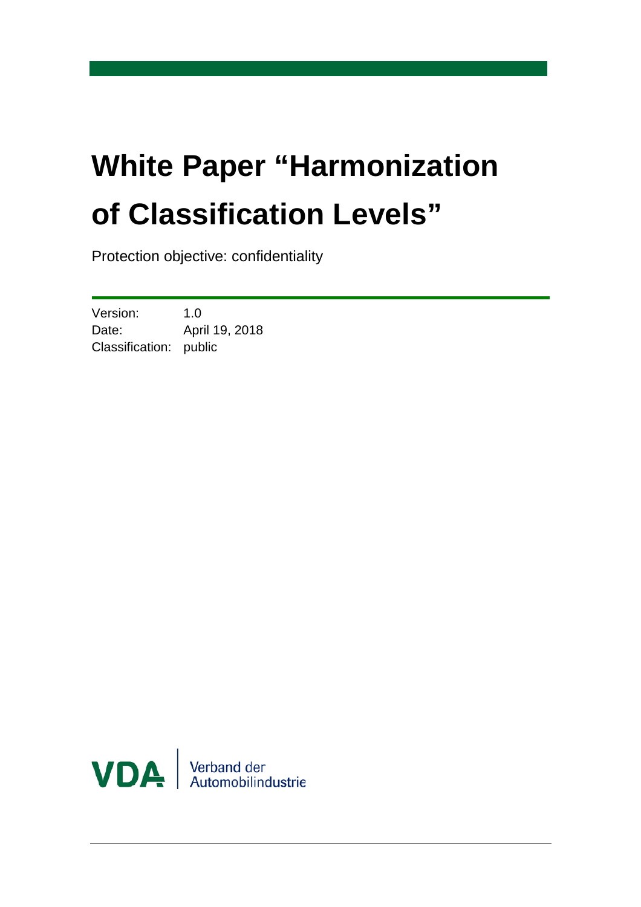# White Paper “Harmonization of Classification Levels”

Protection objective: confidentiality

| | |
|---|---|
| Version: | 1.0 |
| Date: | April 19, 2018 |
| Classification: | public |

VDA | Verband der Automobilindustrie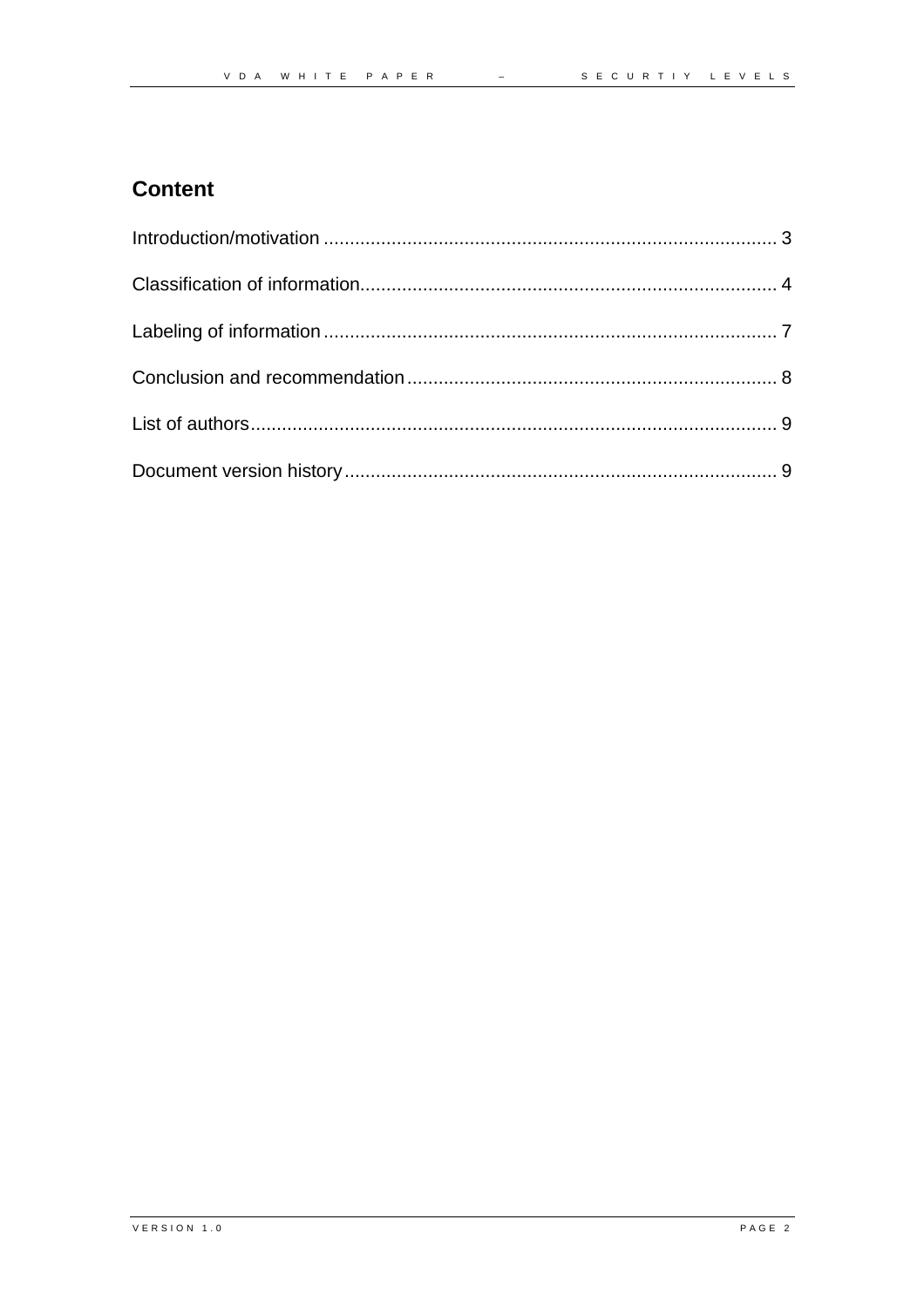## Content

Introduction/motivation ........................................................................................ 3

Classification of information................................................................................ 4

Labeling of information ........................................................................................ 7

Conclusion and recommendation......................................................................... 8

List of authors....................................................................................................... 9

Document version history..................................................................................... 9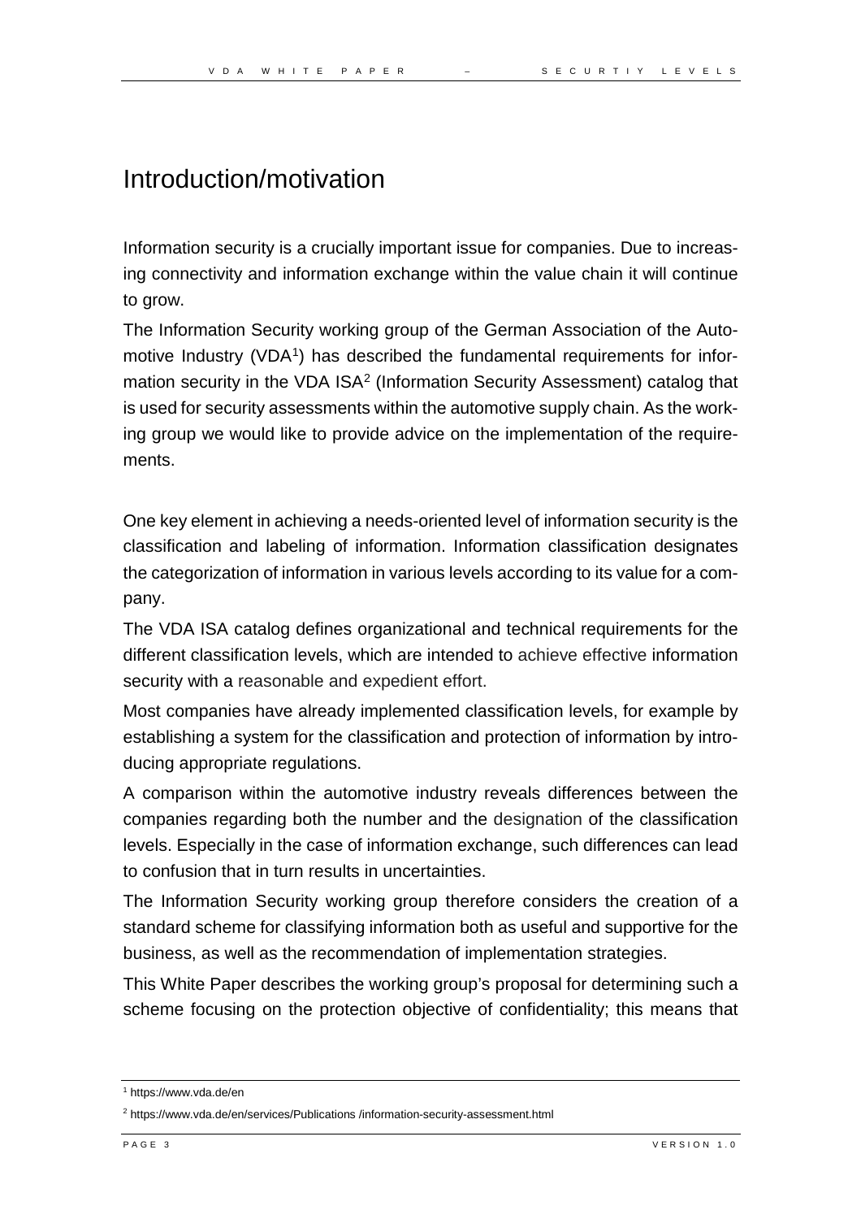# Introduction/motivation

Information security is a crucially important issue for companies. Due to increasing connectivity and information exchange within the value chain it will continue to grow.

The Information Security working group of the German Association of the Automotive Industry (VDA[1]) has described the fundamental requirements for information security in the VDA ISA[2] (Information Security Assessment) catalog that is used for security assessments within the automotive supply chain. As the working group we would like to provide advice on the implementation of the requirements.

One key element in achieving a needs-oriented level of information security is the classification and labeling of information. Information classification designates the categorization of information in various levels according to its value for a company.

The VDA ISA catalog defines organizational and technical requirements for the different classification levels, which are intended to achieve effective information security with a reasonable and expedient effort.

Most companies have already implemented classification levels, for example by establishing a system for the classification and protection of information by introducing appropriate regulations.

A comparison within the automotive industry reveals differences between the companies regarding both the number and the designation of the classification levels. Especially in the case of information exchange, such differences can lead to confusion that in turn results in uncertainties.

The Information Security working group therefore considers the creation of a standard scheme for classifying information both as useful and supportive for the business, as well as the recommendation of implementation strategies.

This White Paper describes the working group's proposal for determining such a scheme focusing on the protection objective of confidentiality; this means that

[1] https://www.vda.de/en

[2] https://www.vda.de/en/services/Publications /information-security-assessment.html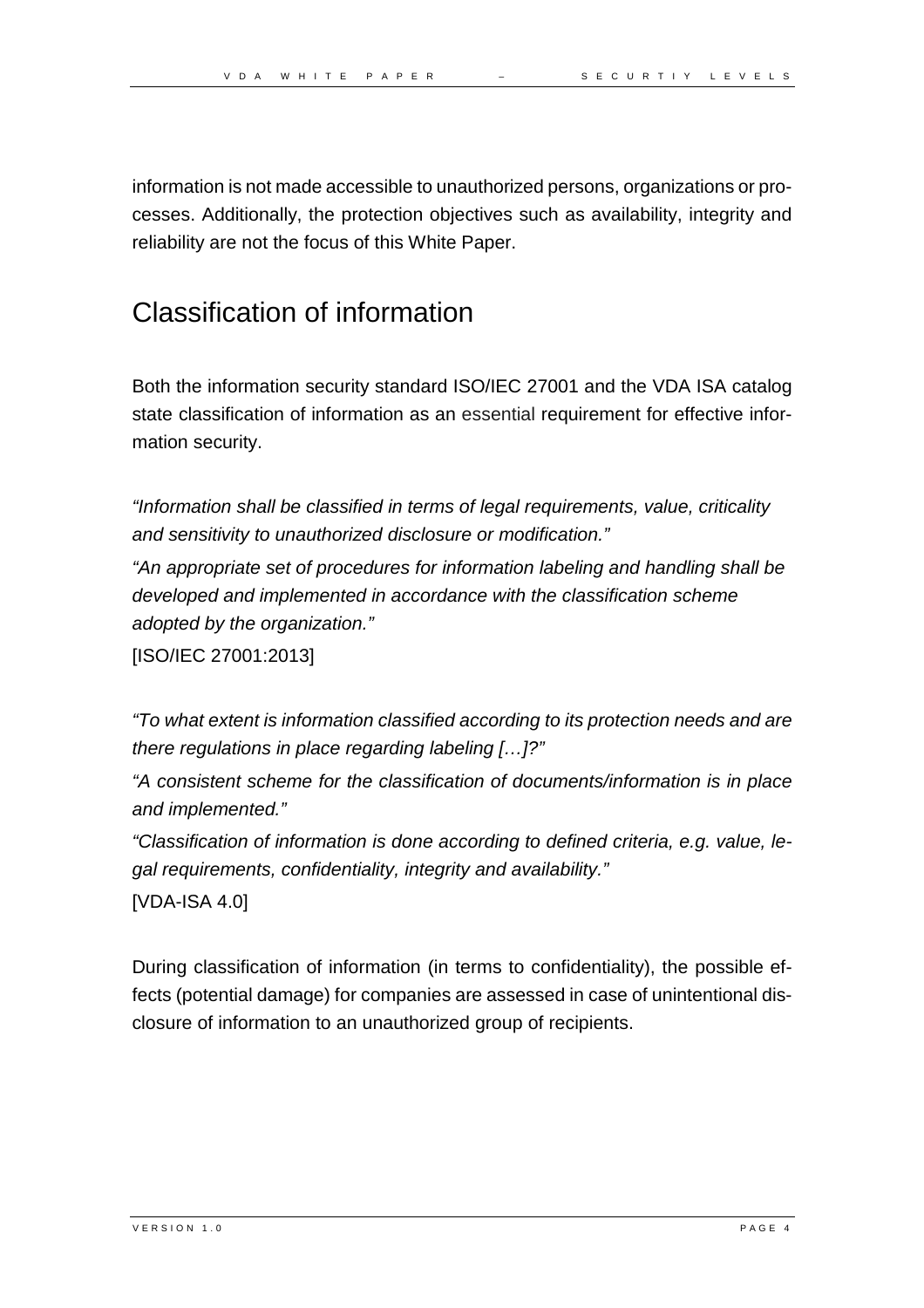information is not made accessible to unauthorized persons, organizations or processes. Additionally, the protection objectives such as availability, integrity and reliability are not the focus of this White Paper.

# Classification of information

Both the information security standard ISO/IEC 27001 and the VDA ISA catalog state classification of information as an essential requirement for effective information security.

*"Information shall be classified in terms of legal requirements, value, criticality and sensitivity to unauthorized disclosure or modification."*

*"An appropriate set of procedures for information labeling and handling shall be developed and implemented in accordance with the classification scheme adopted by the organization."*

[ISO/IEC 27001:2013]

*"To what extent is information classified according to its protection needs and are there regulations in place regarding labeling […]?"*

*"A consistent scheme for the classification of documents/information is in place and implemented."*

*"Classification of information is done according to defined criteria, e.g. value, legal requirements, confidentiality, integrity and availability."*

[VDA-ISA 4.0]

During classification of information (in terms to confidentiality), the possible effects (potential damage) for companies are assessed in case of unintentional disclosure of information to an unauthorized group of recipients.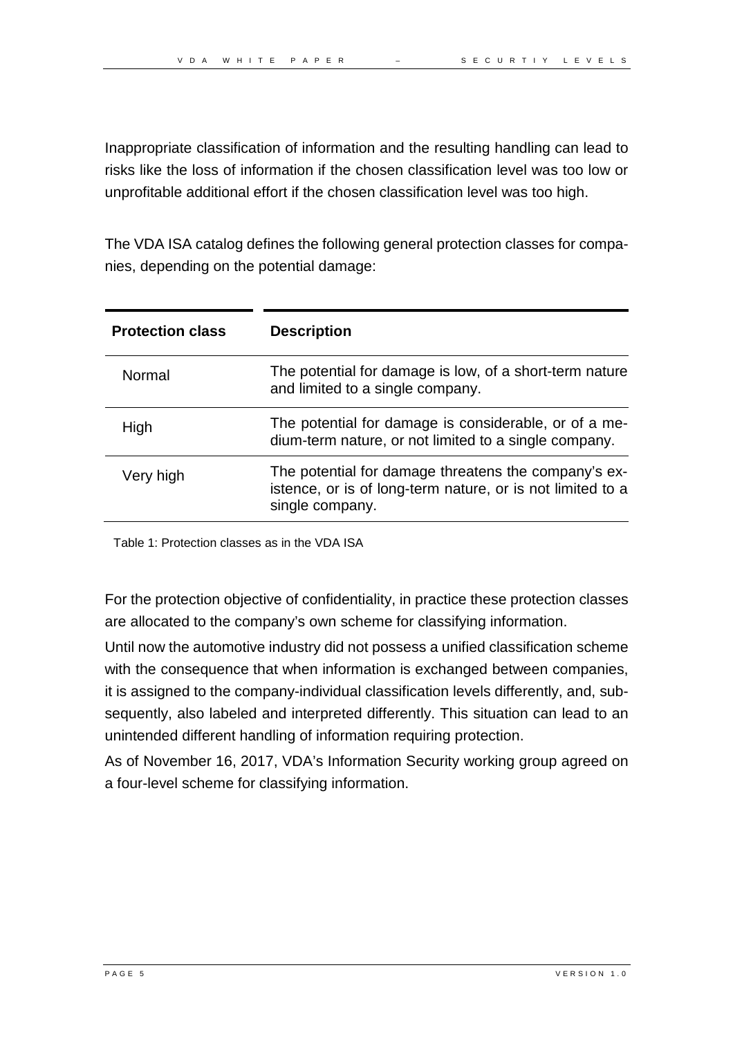Inappropriate classification of information and the resulting handling can lead to risks like the loss of information if the chosen classification level was too low or unprofitable additional effort if the chosen classification level was too high.

The VDA ISA catalog defines the following general protection classes for companies, depending on the potential damage:

| Protection class | Description |
| --- | --- |
| Normal | The potential for damage is low, of a short-term nature and limited to a single company. |
| High | The potential for damage is considerable, or of a medium-term nature, or not limited to a single company. |
| Very high | The potential for damage threatens the company's existence, or is of long-term nature, or is not limited to a single company. |

Table 1: Protection classes as in the VDA ISA

For the protection objective of confidentiality, in practice these protection classes are allocated to the company's own scheme for classifying information.

Until now the automotive industry did not possess a unified classification scheme with the consequence that when information is exchanged between companies, it is assigned to the company-individual classification levels differently, and, subsequently, also labeled and interpreted differently. This situation can lead to an unintended different handling of information requiring protection.

As of November 16, 2017, VDA's Information Security working group agreed on a four-level scheme for classifying information.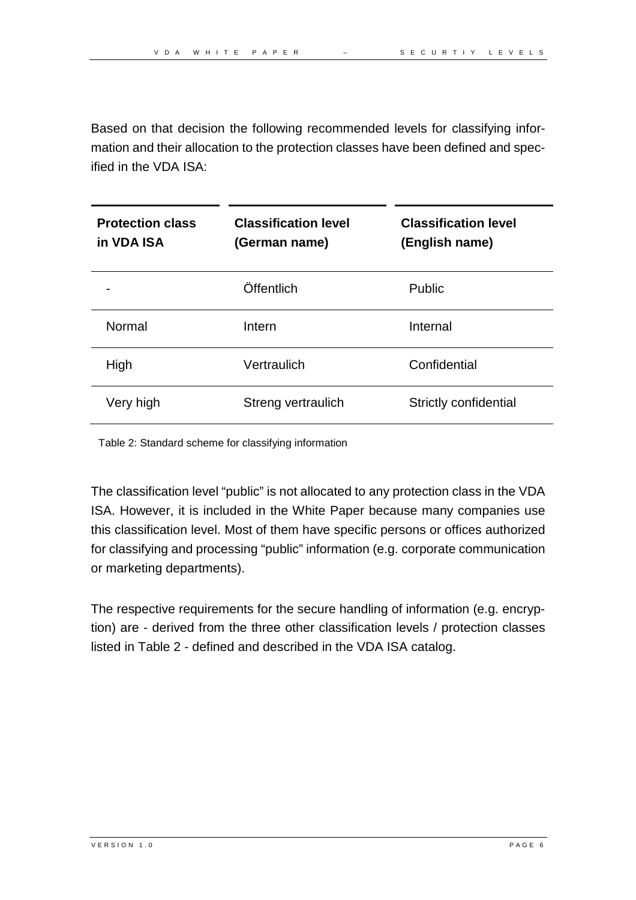Based on that decision the following recommended levels for classifying information and their allocation to the protection classes have been defined and specified in the VDA ISA:

| **Protection class in VDA ISA** | **Classification level (German name)** | **Classification level (English name)** |
|---|---|---|
| - | Öffentlich | Public |
| Normal | Intern | Internal |
| High | Vertraulich | Confidential |
| Very high | Streng vertraulich | Strictly confidential |

Table 2: Standard scheme for classifying information

The classification level “public” is not allocated to any protection class in the VDA ISA. However, it is included in the White Paper because many companies use this classification level. Most of them have specific persons or offices authorized for classifying and processing “public” information (e.g. corporate communication or marketing departments).

The respective requirements for the secure handling of information (e.g. encryption) are - derived from the three other classification levels / protection classes listed in Table 2 - defined and described in the VDA ISA catalog.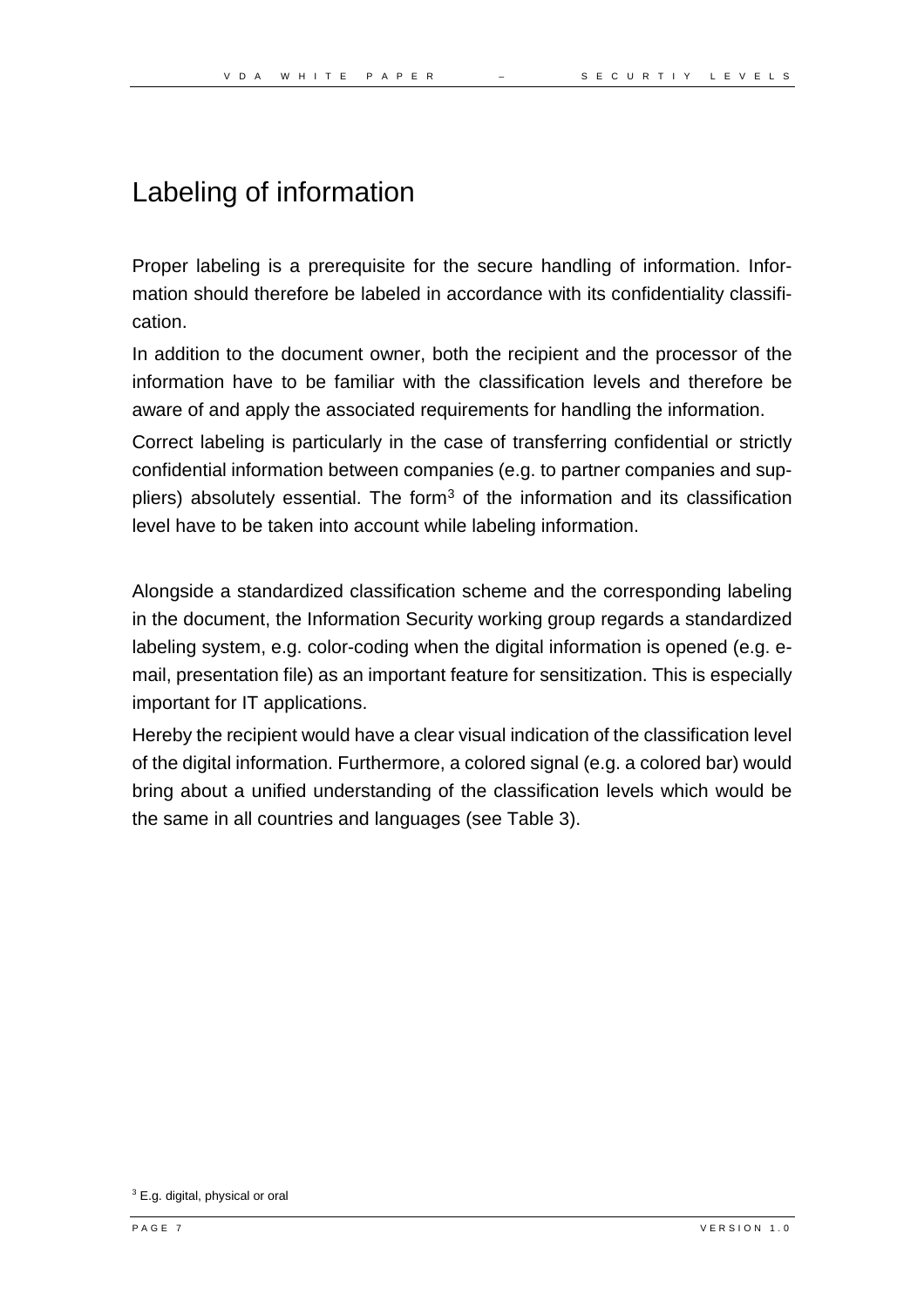# Labeling of information

Proper labeling is a prerequisite for the secure handling of information. Information should therefore be labeled in accordance with its confidentiality classification.

In addition to the document owner, both the recipient and the processor of the information have to be familiar with the classification levels and therefore be aware of and apply the associated requirements for handling the information.

Correct labeling is particularly in the case of transferring confidential or strictly confidential information between companies (e.g. to partner companies and suppliers) absolutely essential. The form[3] of the information and its classification level have to be taken into account while labeling information.

Alongside a standardized classification scheme and the corresponding labeling in the document, the Information Security working group regards a standardized labeling system, e.g. color-coding when the digital information is opened (e.g. e-mail, presentation file) as an important feature for sensitization. This is especially important for IT applications.

Hereby the recipient would have a clear visual indication of the classification level of the digital information. Furthermore, a colored signal (e.g. a colored bar) would bring about a unified understanding of the classification levels which would be the same in all countries and languages (see Table 3).

[3] E.g. digital, physical or oral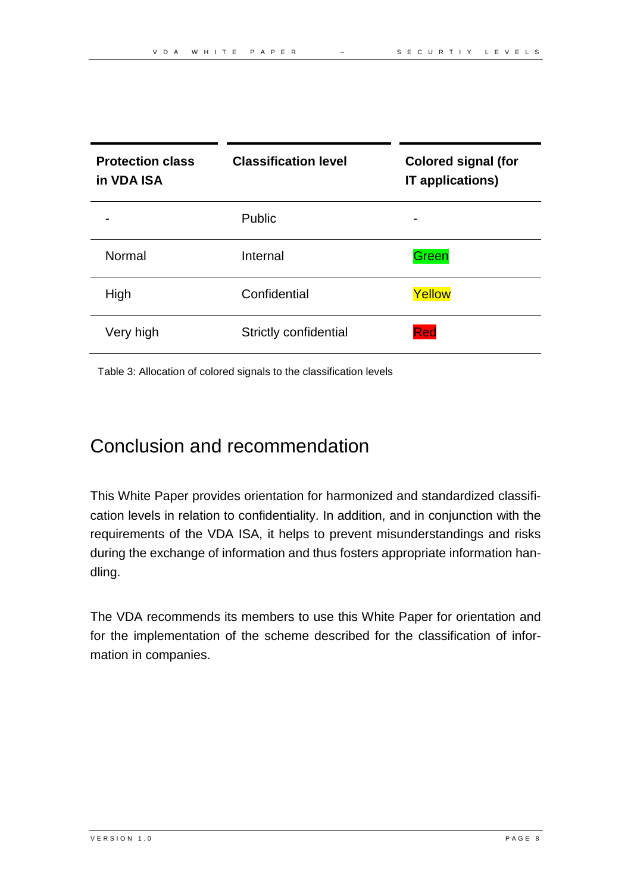| Protection class in VDA ISA | Classification level | Colored signal (for IT applications) |
| --- | --- | --- |
| - | Public | - |
| Normal | Internal | Green |
| High | Confidential | Yellow |
| Very high | Strictly confidential | Red |

Table 3: Allocation of colored signals to the classification levels

# Conclusion and recommendation

This White Paper provides orientation for harmonized and standardized classification levels in relation to confidentiality. In addition, and in conjunction with the requirements of the VDA ISA, it helps to prevent misunderstandings and risks during the exchange of information and thus fosters appropriate information handling.

The VDA recommends its members to use this White Paper for orientation and for the implementation of the scheme described for the classification of information in companies.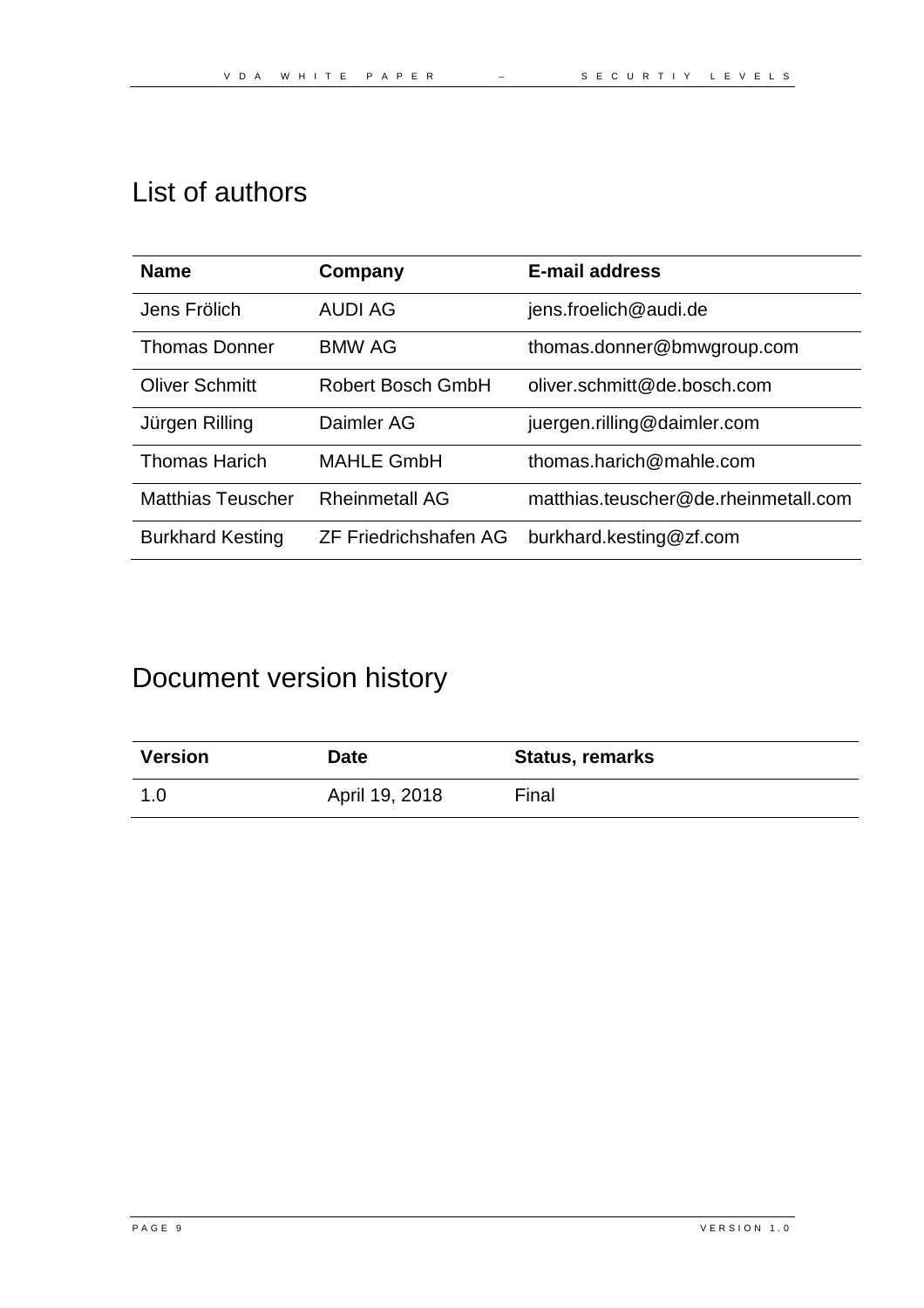## List of authors

| Name | Company | E-mail address |
|---|---|---|
| Jens Frölich | AUDI AG | jens.froelich@audi.de |
| Thomas Donner | BMW AG | thomas.donner@bmwgroup.com |
| Oliver Schmitt | Robert Bosch GmbH | oliver.schmitt@de.bosch.com |
| Jürgen Rilling | Daimler AG | juergen.rilling@daimler.com |
| Thomas Harich | MAHLE GmbH | thomas.harich@mahle.com |
| Matthias Teuscher | Rheinmetall AG | matthias.teuscher@de.rheinmetall.com |
| Burkhard Kesting | ZF Friedrichshafen AG | burkhard.kesting@zf.com |

## Document version history

| Version | Date | Status, remarks |
|---|---|---|
| 1.0 | April 19, 2018 | Final |